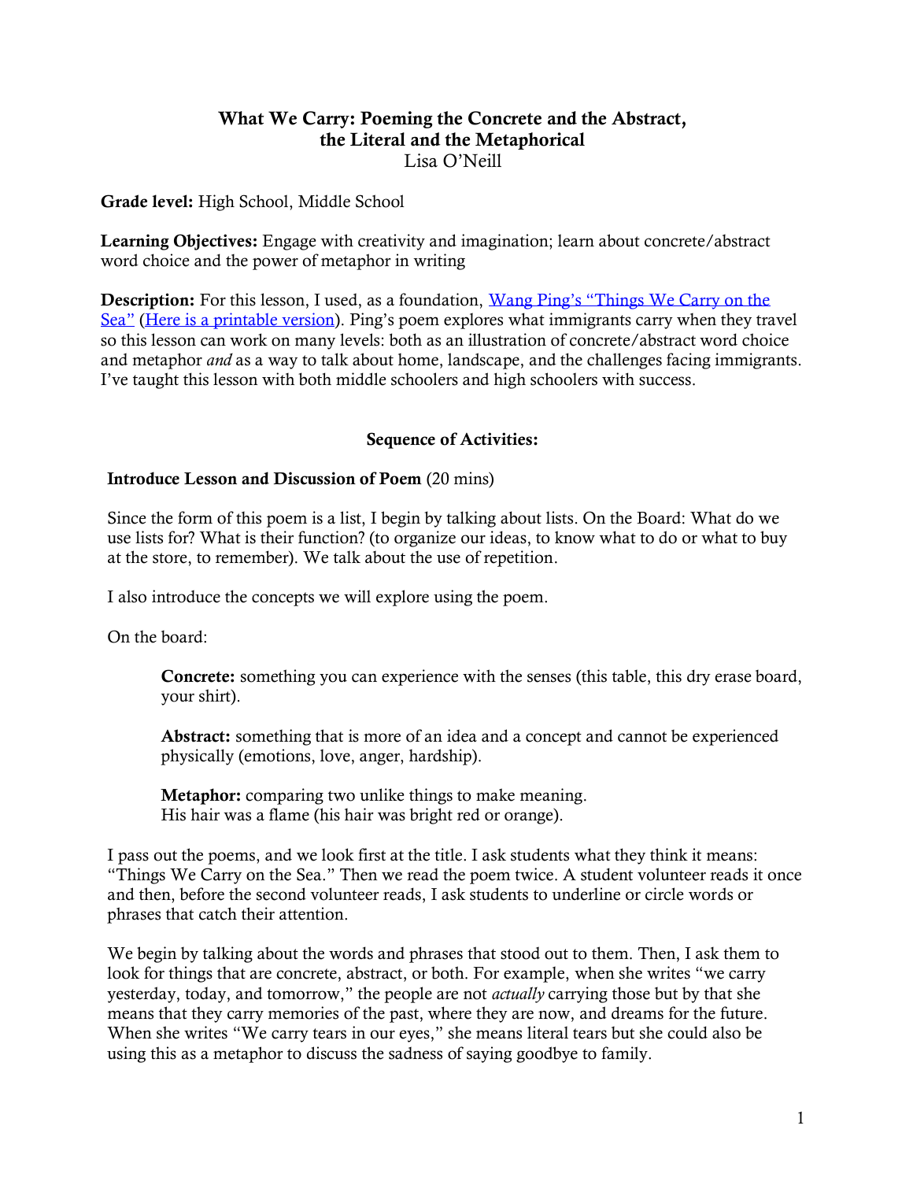# What We Carry: Poeming the Concrete and the Abstract, the Literal and the Metaphorical

Lisa O'Neill

**Grade level:** High School, Middle School

**Learning Objectives:** Engage with creativity and imagination; learn about concrete/abstract word choice and the power of metaphor in writing

**Description:** For this lesson, I used, as a foundation, Wang Ping's "Things We Carry on the Sea" (Here is a printable version). Ping's poem explores what immigrants carry when they travel so this lesson can work on many levels: both as an illustration of concrete/abstract word choice and metaphor *and* as a way to talk about home, landscape, and the challenges facing immigrants. I've taught this lesson with both middle schoolers and high schoolers with success.

## Sequence of Activities:

**Introduce Lesson and Discussion of Poem** (20 mins)

Since the form of this poem is a list, I begin by talking about lists. On the Board: What do we use lists for? What is their function? (to organize our ideas, to know what to do or what to buy at the store, to remember). We talk about the use of repetition.

I also introduce the concepts we will explore using the poem.

On the board:

> **Concrete:** something you can experience with the senses (this table, this dry erase board, your shirt).
>
> **Abstract:** something that is more of an idea and a concept and cannot be experienced physically (emotions, love, anger, hardship).
>
> **Metaphor:** comparing two unlike things to make meaning.
> His hair was a flame (his hair was bright red or orange).

I pass out the poems, and we look first at the title. I ask students what they think it means: "Things We Carry on the Sea." Then we read the poem twice. A student volunteer reads it once and then, before the second volunteer reads, I ask students to underline or circle words or phrases that catch their attention.

We begin by talking about the words and phrases that stood out to them. Then, I ask them to look for things that are concrete, abstract, or both. For example, when she writes "we carry yesterday, today, and tomorrow," the people are not *actually* carrying those but by that she means that they carry memories of the past, where they are now, and dreams for the future. When she writes "We carry tears in our eyes," she means literal tears but she could also be using this as a metaphor to discuss the sadness of saying goodbye to family.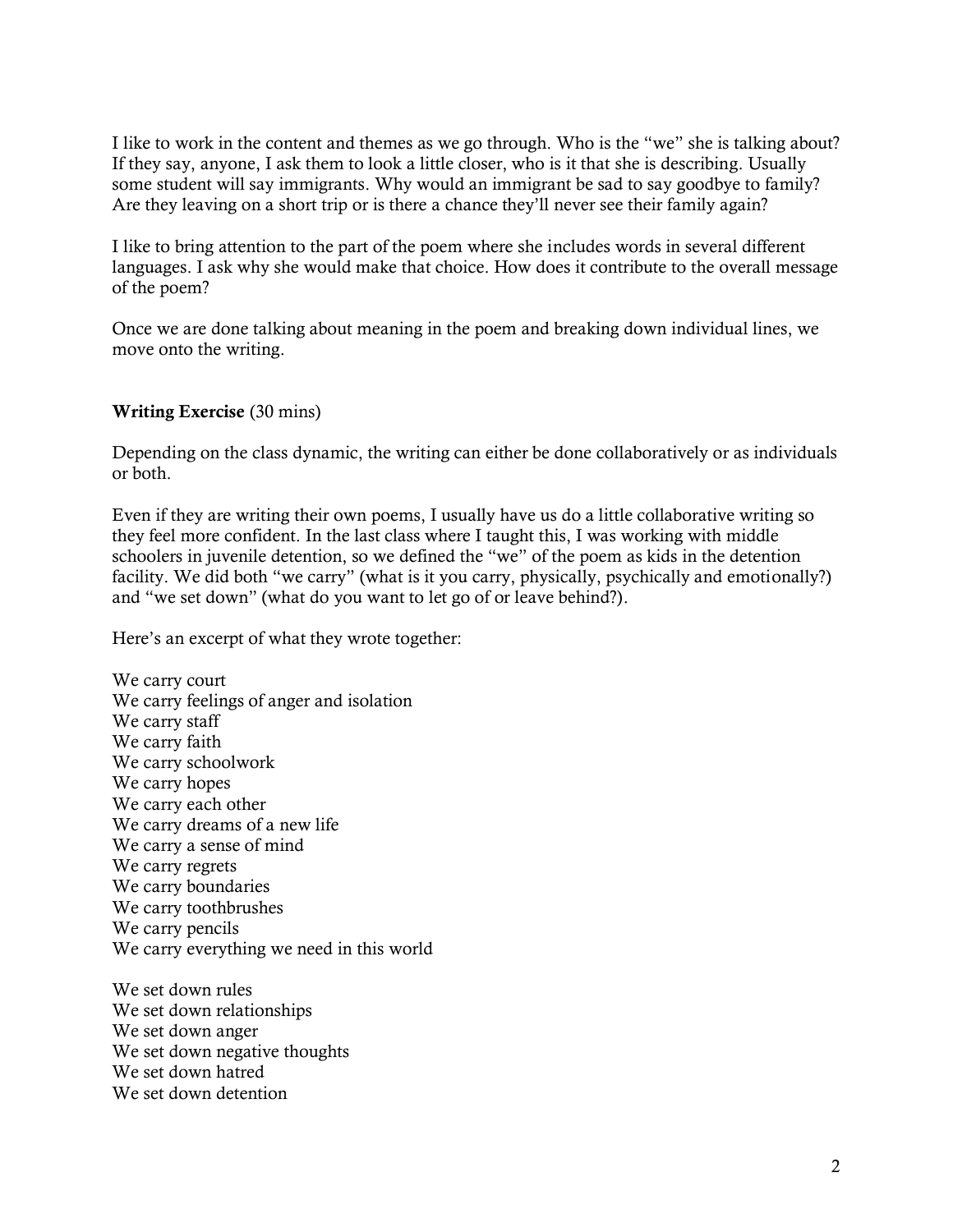I like to work in the content and themes as we go through. Who is the "we" she is talking about? If they say, anyone, I ask them to look a little closer, who is it that she is describing. Usually some student will say immigrants. Why would an immigrant be sad to say goodbye to family? Are they leaving on a short trip or is there a chance they'll never see their family again?

I like to bring attention to the part of the poem where she includes words in several different languages. I ask why she would make that choice. How does it contribute to the overall message of the poem?

Once we are done talking about meaning in the poem and breaking down individual lines, we move onto the writing.

**Writing Exercise** (30 mins)

Depending on the class dynamic, the writing can either be done collaboratively or as individuals or both.

Even if they are writing their own poems, I usually have us do a little collaborative writing so they feel more confident. In the last class where I taught this, I was working with middle schoolers in juvenile detention, so we defined the "we" of the poem as kids in the detention facility. We did both "we carry" (what is it you carry, physically, psychically and emotionally?) and "we set down" (what do you want to let go of or leave behind?).

Here's an excerpt of what they wrote together:

We carry court
We carry feelings of anger and isolation
We carry staff
We carry faith
We carry schoolwork
We carry hopes
We carry each other
We carry dreams of a new life
We carry a sense of mind
We carry regrets
We carry boundaries
We carry toothbrushes
We carry pencils
We carry everything we need in this world

We set down rules
We set down relationships
We set down anger
We set down negative thoughts
We set down hatred
We set down detention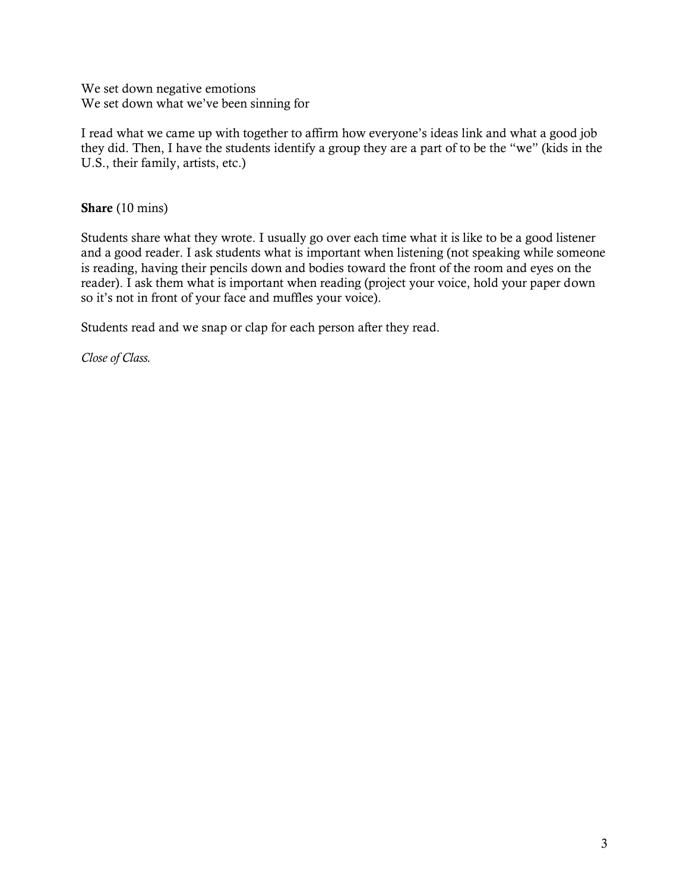We set down negative emotions
We set down what we've been sinning for

I read what we came up with together to affirm how everyone's ideas link and what a good job they did. Then, I have the students identify a group they are a part of to be the "we" (kids in the U.S., their family, artists, etc.)

**Share** (10 mins)

Students share what they wrote. I usually go over each time what it is like to be a good listener and a good reader. I ask students what is important when listening (not speaking while someone is reading, having their pencils down and bodies toward the front of the room and eyes on the reader). I ask them what is important when reading (project your voice, hold your paper down so it's not in front of your face and muffles your voice).

Students read and we snap or clap for each person after they read.

*Close of Class.*